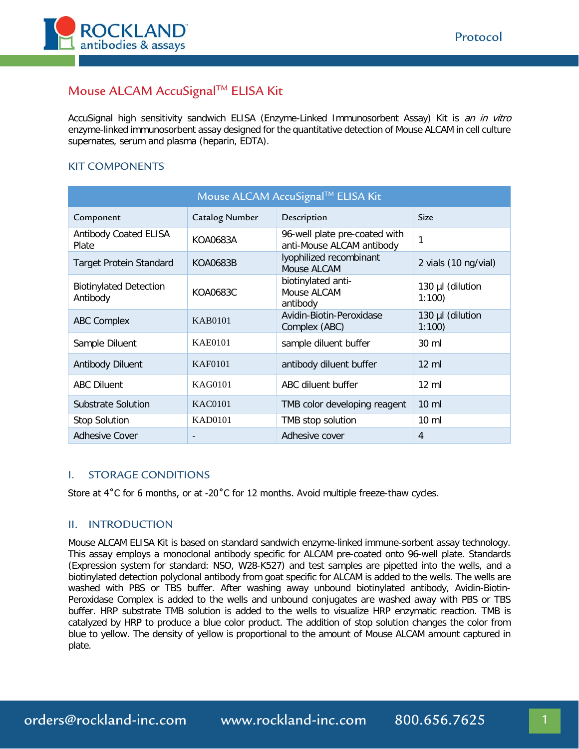# Mouse ALCAM AccuSignal™ ELISA Kit

AccuSignal high sensitivity sandwich ELISA (Enzyme-Linked Immunosorbent Assay) Kit is *an in vitro* enzyme-linked immunosorbent assay designed for the quantitative detection of Mouse ALCAM in cell culture supernates, serum and plasma (heparin, EDTA).

## KIT COMPONENTS

| Mouse ALCAM AccuSignal™ ELISA Kit | | | |
|---|---|---|---|
| Component | Catalog Number | Description | Size |
| Antibody Coated ELISA Plate | KOA0683A | 96-well plate pre-coated with anti-Mouse ALCAM antibody | 1 |
| Target Protein Standard | KOA0683B | lyophilized recombinant Mouse ALCAM | 2 vials (10 ng/vial) |
| Biotinylated Detection Antibody | KOA0683C | biotinylated anti-Mouse ALCAM antibody | 130 µl (dilution 1:100) |
| ABC Complex | KAB0101 | Avidin-Biotin-Peroxidase Complex (ABC) | 130 µl (dilution 1:100) |
| Sample Diluent | KAE0101 | sample diluent buffer | 30 ml |
| Antibody Diluent | KAF0101 | antibody diluent buffer | 12 ml |
| ABC Diluent | KAG0101 | ABC diluent buffer | 12 ml |
| Substrate Solution | KAC0101 | TMB color developing reagent | 10 ml |
| Stop Solution | KAD0101 | TMB stop solution | 10 ml |
| Adhesive Cover | - | Adhesive cover | 4 |

## I. STORAGE CONDITIONS

Store at 4˚C for 6 months, or at -20˚C for 12 months. Avoid multiple freeze-thaw cycles.

## II. INTRODUCTION

Mouse ALCAM ELISA Kit is based on standard sandwich enzyme-linked immune-sorbent assay technology. This assay employs a monoclonal antibody specific for ALCAM pre-coated onto 96-well plate. Standards (Expression system for standard: NSO, W28-K527) and test samples are pipetted into the wells, and a biotinylated detection polyclonal antibody from goat specific for ALCAM is added to the wells. The wells are washed with PBS or TBS buffer. After washing away unbound biotinylated antibody, Avidin-Biotin-Peroxidase Complex is added to the wells and unbound conjugates are washed away with PBS or TBS buffer. HRP substrate TMB solution is added to the wells to visualize HRP enzymatic reaction. TMB is catalyzed by HRP to produce a blue color product. The addition of stop solution changes the color from blue to yellow. The density of yellow is proportional to the amount of Mouse ALCAM amount captured in plate.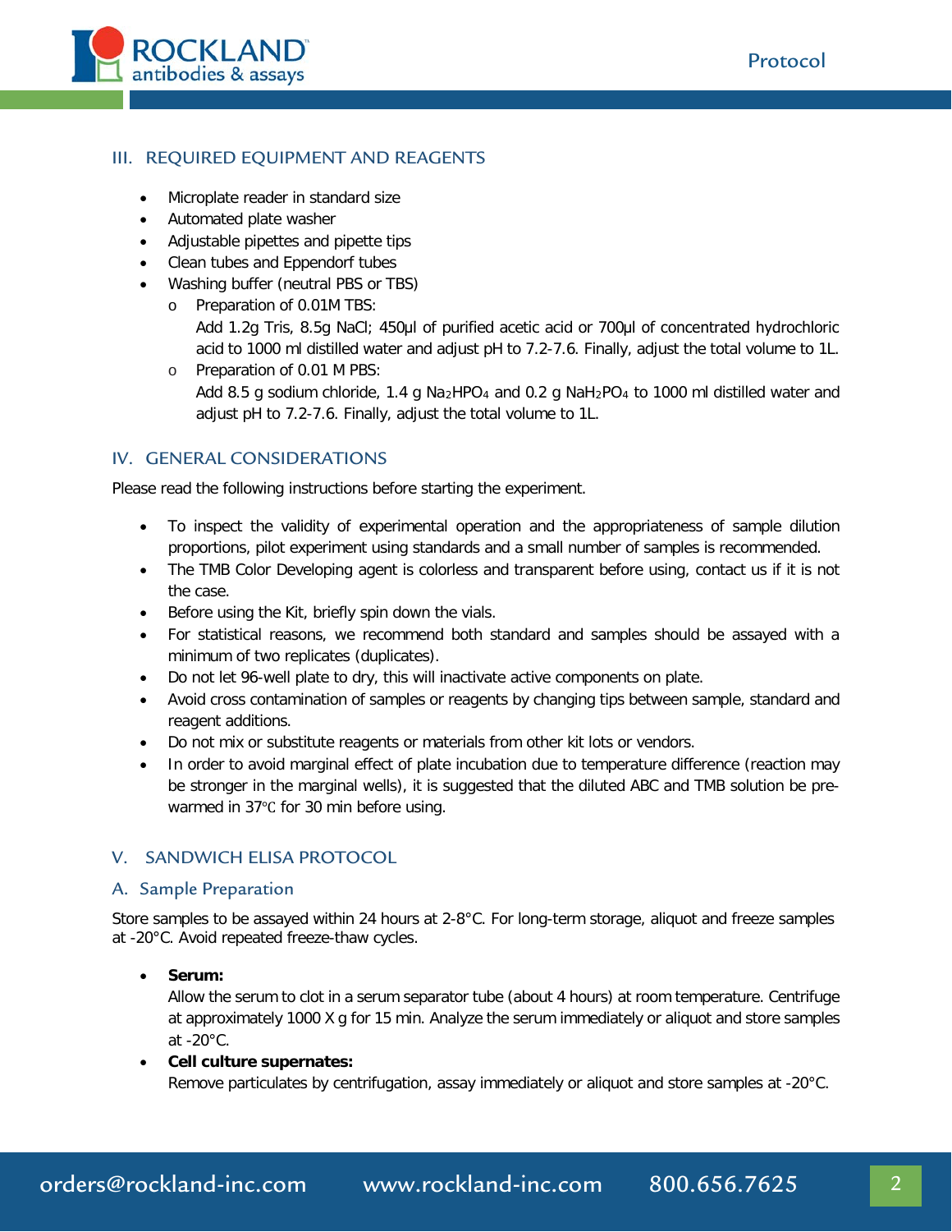## III. REQUIRED EQUIPMENT AND REAGENTS

- Microplate reader in standard size
- Automated plate washer
- Adjustable pipettes and pipette tips
- Clean tubes and Eppendorf tubes
- Washing buffer (neutral PBS or TBS)
  - Preparation of 0.01M TBS:
    Add 1.2g Tris, 8.5g NaCl; 450µl of purified acetic acid or 700µl of concentrated hydrochloric acid to 1000 ml distilled water and adjust pH to 7.2-7.6. Finally, adjust the total volume to 1L.
  - Preparation of 0.01 M PBS:
    Add 8.5 g sodium chloride, 1.4 g $Na_2HPO_4$ and 0.2 g $NaH_2PO_4$ to 1000 ml distilled water and adjust pH to 7.2-7.6. Finally, adjust the total volume to 1L.

## IV. GENERAL CONSIDERATIONS

Please read the following instructions before starting the experiment.

- To inspect the validity of experimental operation and the appropriateness of sample dilution proportions, pilot experiment using standards and a small number of samples is recommended.
- The TMB Color Developing agent is colorless and transparent before using, contact us if it is not the case.
- Before using the Kit, briefly spin down the vials.
- For statistical reasons, we recommend both standard and samples should be assayed with a minimum of two replicates (duplicates).
- Do not let 96-well plate to dry, this will inactivate active components on plate.
- Avoid cross contamination of samples or reagents by changing tips between sample, standard and reagent additions.
- Do not mix or substitute reagents or materials from other kit lots or vendors.
- In order to avoid marginal effect of plate incubation due to temperature difference (reaction may be stronger in the marginal wells), it is suggested that the diluted ABC and TMB solution be pre-warmed in 37℃ for 30 min before using.

## V. SANDWICH ELISA PROTOCOL

### A. Sample Preparation

Store samples to be assayed within 24 hours at 2-8°C. For long-term storage, aliquot and freeze samples at -20°C. Avoid repeated freeze-thaw cycles.

- **Serum:**
  Allow the serum to clot in a serum separator tube (about 4 hours) at room temperature. Centrifuge at approximately 1000 X g for 15 min. Analyze the serum immediately or aliquot and store samples at -20°C.
- **Cell culture supernates:**
  Remove particulates by centrifugation, assay immediately or aliquot and store samples at -20°C.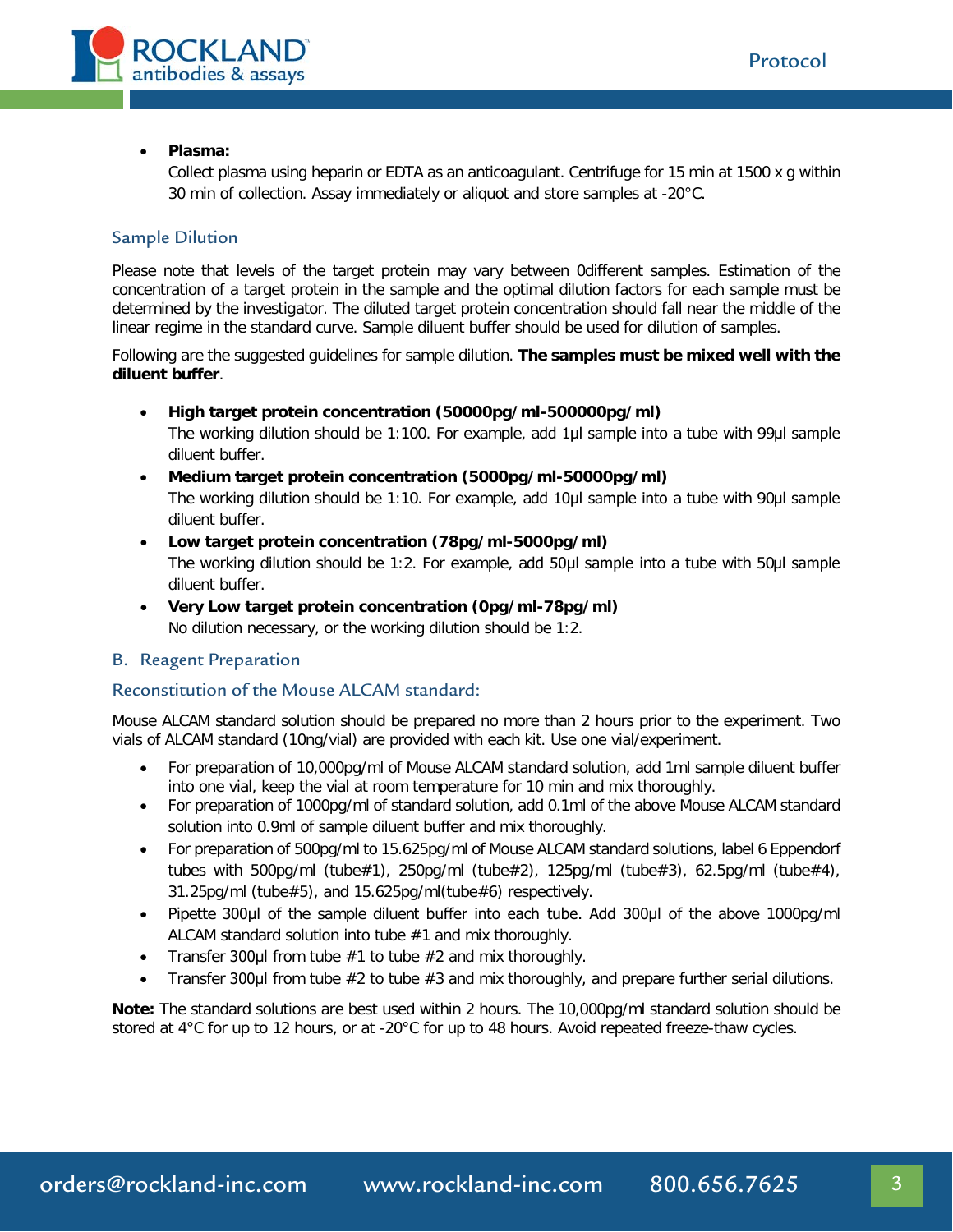- **Plasma:**
  Collect plasma using heparin or EDTA as an anticoagulant. Centrifuge for 15 min at 1500 x g within 30 min of collection. Assay immediately or aliquot and store samples at -20°C.

### Sample Dilution

Please note that levels of the target protein may vary between 0different samples. Estimation of the concentration of a target protein in the sample and the optimal dilution factors for each sample must be determined by the investigator. The diluted target protein concentration should fall near the middle of the linear regime in the standard curve. Sample diluent buffer should be used for dilution of samples.

Following are the suggested guidelines for sample dilution. **The samples must be mixed well with the diluent buffer**.

- **High target protein concentration (50000pg/ml-500000pg/ml)**
  The working dilution should be 1:100. For example, add 1µl sample into a tube with 99µl sample diluent buffer.
- **Medium target protein concentration (5000pg/ml-50000pg/ml)**
  The working dilution should be 1:10. For example, add 10µl sample into a tube with 90µl sample diluent buffer.
- **Low target protein concentration (78pg/ml-5000pg/ml)**
  The working dilution should be 1:2. For example, add 50µl sample into a tube with 50µl sample diluent buffer.
- **Very Low target protein concentration (0pg/ml-78pg/ml)**
  No dilution necessary, or the working dilution should be 1:2.

## B. Reagent Preparation

### Reconstitution of the Mouse ALCAM standard:

Mouse ALCAM standard solution should be prepared no more than 2 hours prior to the experiment. Two vials of ALCAM standard (10ng/vial) are provided with each kit. Use one vial/experiment.

- For preparation of 10,000pg/ml of Mouse ALCAM standard solution, add 1ml sample diluent buffer into one vial, keep the vial at room temperature for 10 min and mix thoroughly.
- For preparation of 1000pg/ml of standard solution, add 0.1ml of the above Mouse ALCAM standard solution into 0.9ml of sample diluent buffer and mix thoroughly.
- For preparation of 500pg/ml to 15.625pg/ml of Mouse ALCAM standard solutions, label 6 Eppendorf tubes with 500pg/ml (tube#1), 250pg/ml (tube#2), 125pg/ml (tube#3), 62.5pg/ml (tube#4), 31.25pg/ml (tube#5), and 15.625pg/ml(tube#6) respectively.
- Pipette 300µl of the sample diluent buffer into each tube. Add 300µl of the above 1000pg/ml ALCAM standard solution into tube #1 and mix thoroughly.
- Transfer 300µl from tube #1 to tube #2 and mix thoroughly.
- Transfer 300µl from tube #2 to tube #3 and mix thoroughly, and prepare further serial dilutions.

**Note:** The standard solutions are best used within 2 hours. The 10,000pg/ml standard solution should be stored at 4°C for up to 12 hours, or at -20°C for up to 48 hours. Avoid repeated freeze-thaw cycles.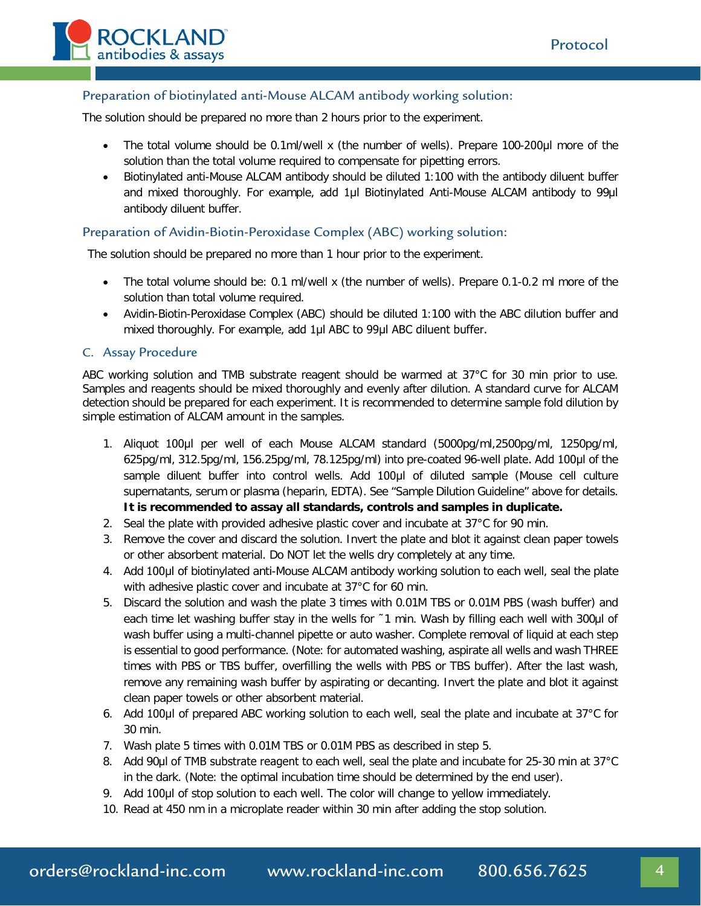### Preparation of biotinylated anti-Mouse ALCAM antibody working solution:

The solution should be prepared no more than 2 hours prior to the experiment.

- The total volume should be 0.1ml/well x (the number of wells). Prepare 100-200µl more of the solution than the total volume required to compensate for pipetting errors.
- Biotinylated anti-Mouse ALCAM antibody should be diluted 1:100 with the antibody diluent buffer and mixed thoroughly. For example, add 1µl Biotinylated Anti-Mouse ALCAM antibody to 99µl antibody diluent buffer.

### Preparation of Avidin-Biotin-Peroxidase Complex (ABC) working solution:

The solution should be prepared no more than 1 hour prior to the experiment.

- The total volume should be: 0.1 ml/well x (the number of wells). Prepare 0.1-0.2 ml more of the solution than total volume required.
- Avidin-Biotin-Peroxidase Complex (ABC) should be diluted 1:100 with the ABC dilution buffer and mixed thoroughly. For example, add 1µl ABC to 99µl ABC diluent buffer.

## C. Assay Procedure

ABC working solution and TMB substrate reagent should be warmed at 37°C for 30 min prior to use. Samples and reagents should be mixed thoroughly and evenly after dilution. A standard curve for ALCAM detection should be prepared for each experiment. It is recommended to determine sample fold dilution by simple estimation of ALCAM amount in the samples.

1. Aliquot 100µl per well of each Mouse ALCAM standard (5000pg/ml,2500pg/ml, 1250pg/ml, 625pg/ml, 312.5pg/ml, 156.25pg/ml, 78.125pg/ml) into pre-coated 96-well plate. Add 100µl of the sample diluent buffer into control wells. Add 100µl of diluted sample (Mouse cell culture supernatants, serum or plasma (heparin, EDTA). See "Sample Dilution Guideline" above for details. **It is recommended to assay all standards, controls and samples in duplicate.**
2. Seal the plate with provided adhesive plastic cover and incubate at 37°C for 90 min.
3. Remove the cover and discard the solution. Invert the plate and blot it against clean paper towels or other absorbent material. Do NOT let the wells dry completely at any time.
4. Add 100µl of biotinylated anti-Mouse ALCAM antibody working solution to each well, seal the plate with adhesive plastic cover and incubate at 37°C for 60 min.
5. Discard the solution and wash the plate 3 times with 0.01M TBS or 0.01M PBS (wash buffer) and each time let washing buffer stay in the wells for ~1 min. Wash by filling each well with 300µl of wash buffer using a multi-channel pipette or auto washer. Complete removal of liquid at each step is essential to good performance. (Note: for automated washing, aspirate all wells and wash THREE times with PBS or TBS buffer, overfilling the wells with PBS or TBS buffer). After the last wash, remove any remaining wash buffer by aspirating or decanting. Invert the plate and blot it against clean paper towels or other absorbent material.
6. Add 100µl of prepared ABC working solution to each well, seal the plate and incubate at 37°C for 30 min.
7. Wash plate 5 times with 0.01M TBS or 0.01M PBS as described in step 5.
8. Add 90µl of TMB substrate reagent to each well, seal the plate and incubate for 25-30 min at 37°C in the dark. (Note: the optimal incubation time should be determined by the end user).
9. Add 100µl of stop solution to each well. The color will change to yellow immediately.
10. Read at 450 nm in a microplate reader within 30 min after adding the stop solution.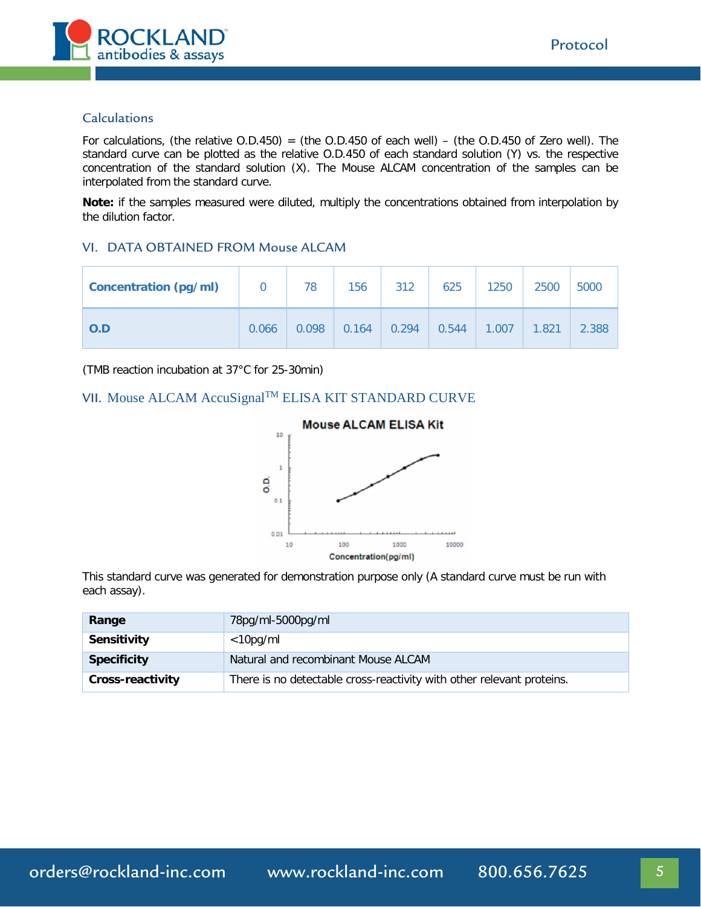### Calculations

For calculations, (the relative O.D.450) = (the O.D.450 of each well) – (the O.D.450 of Zero well). The standard curve can be plotted as the relative O.D.450 of each standard solution (Y) vs. the respective concentration of the standard solution (X). The Mouse ALCAM concentration of the samples can be interpolated from the standard curve.

**Note:** if the samples measured were diluted, multiply the concentrations obtained from interpolation by the dilution factor.

## VI. DATA OBTAINED FROM Mouse ALCAM

| **Concentration (pg/ml)** | 0 | 78 | 156 | 312 | 625 | 1250 | 2500 | 5000 |
|---|---|---|---|---|---|---|---|---|
| **O.D** | 0.066 | 0.098 | 0.164 | 0.294 | 0.544 | 1.007 | 1.821 | 2.388 |

(TMB reaction incubation at 37°C for 25-30min)

## VII. Mouse ALCAM AccuSignal™ ELISA KIT STANDARD CURVE

This standard curve was generated for demonstration purpose only (A standard curve must be run with each assay).

| **Range** | 78pg/ml-5000pg/ml |
|---|---|
| **Sensitivity** | <10pg/ml |
| **Specificity** | Natural and recombinant Mouse ALCAM |
| **Cross-reactivity** | There is no detectable cross-reactivity with other relevant proteins. |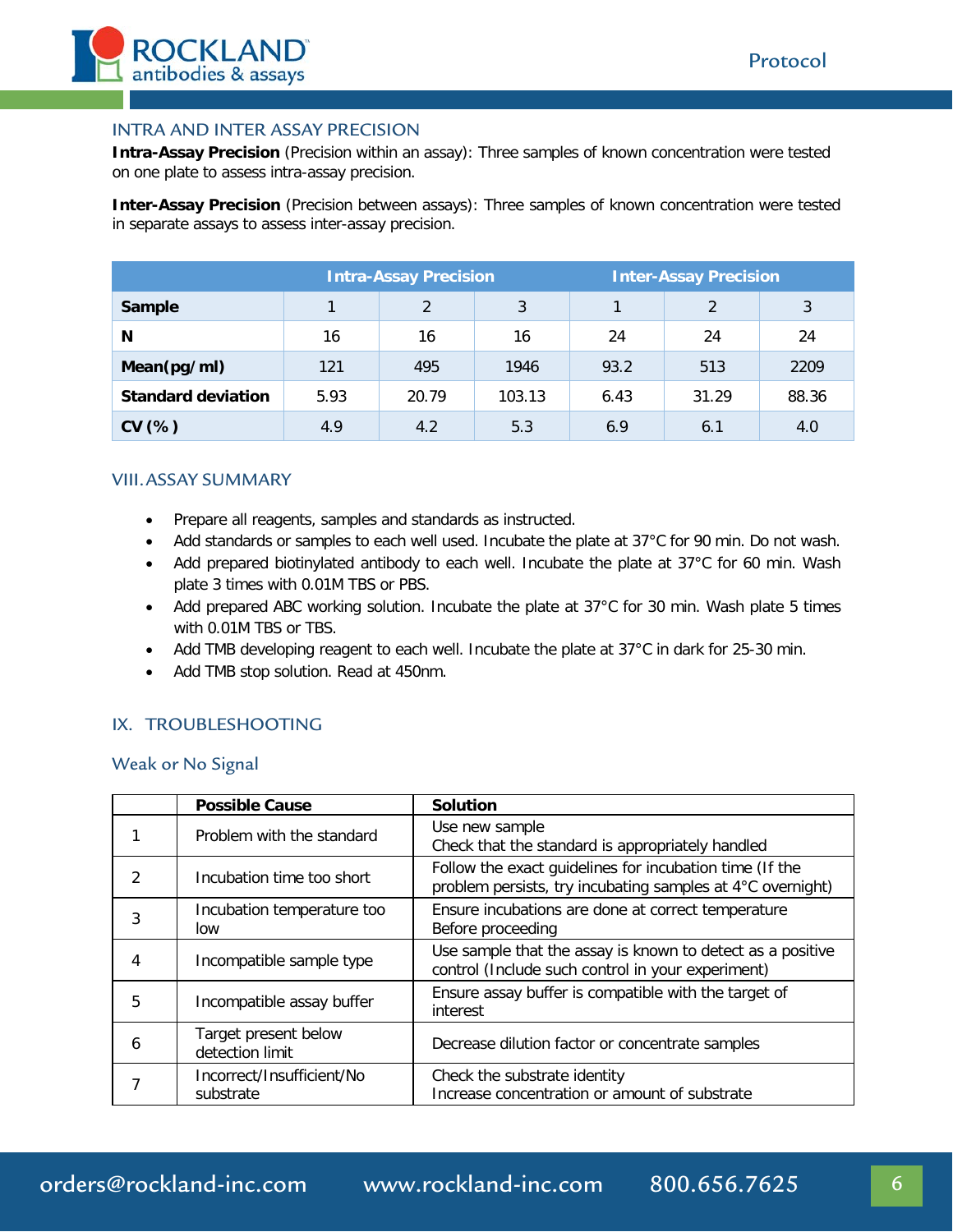## INTRA AND INTER ASSAY PRECISION

**Intra-Assay Precision** (Precision within an assay): Three samples of known concentration were tested on one plate to assess intra-assay precision.

**Inter-Assay Precision** (Precision between assays): Three samples of known concentration were tested in separate assays to assess inter-assay precision.

| | Intra-Assay Precision | | | Inter-Assay Precision | | |
|---|---|---|---|---|---|---|
| **Sample** | 1 | 2 | 3 | 1 | 2 | 3 |
| **N** | 16 | 16 | 16 | 24 | 24 | 24 |
| **Mean(pg/ml)** | 121 | 495 | 1946 | 93.2 | 513 | 2209 |
| **Standard deviation** | 5.93 | 20.79 | 103.13 | 6.43 | 31.29 | 88.36 |
| **CV (%)** | 4.9 | 4.2 | 5.3 | 6.9 | 6.1 | 4.0 |

## VIII. ASSAY SUMMARY

- Prepare all reagents, samples and standards as instructed.
- Add standards or samples to each well used. Incubate the plate at 37°C for 90 min. Do not wash.
- Add prepared biotinylated antibody to each well. Incubate the plate at 37°C for 60 min. Wash plate 3 times with 0.01M TBS or PBS.
- Add prepared ABC working solution. Incubate the plate at 37°C for 30 min. Wash plate 5 times with 0.01M TBS or TBS.
- Add TMB developing reagent to each well. Incubate the plate at 37°C in dark for 25-30 min.
- Add TMB stop solution. Read at 450nm.

## IX. TROUBLESHOOTING

### Weak or No Signal

| | Possible Cause | Solution |
|---|---|---|
| 1 | Problem with the standard | Use new sample<br>Check that the standard is appropriately handled |
| 2 | Incubation time too short | Follow the exact guidelines for incubation time (If the problem persists, try incubating samples at 4°C overnight) |
| 3 | Incubation temperature too low | Ensure incubations are done at correct temperature Before proceeding |
| 4 | Incompatible sample type | Use sample that the assay is known to detect as a positive control (Include such control in your experiment) |
| 5 | Incompatible assay buffer | Ensure assay buffer is compatible with the target of interest |
| 6 | Target present below detection limit | Decrease dilution factor or concentrate samples |
| 7 | Incorrect/Insufficient/No substrate | Check the substrate identity<br>Increase concentration or amount of substrate |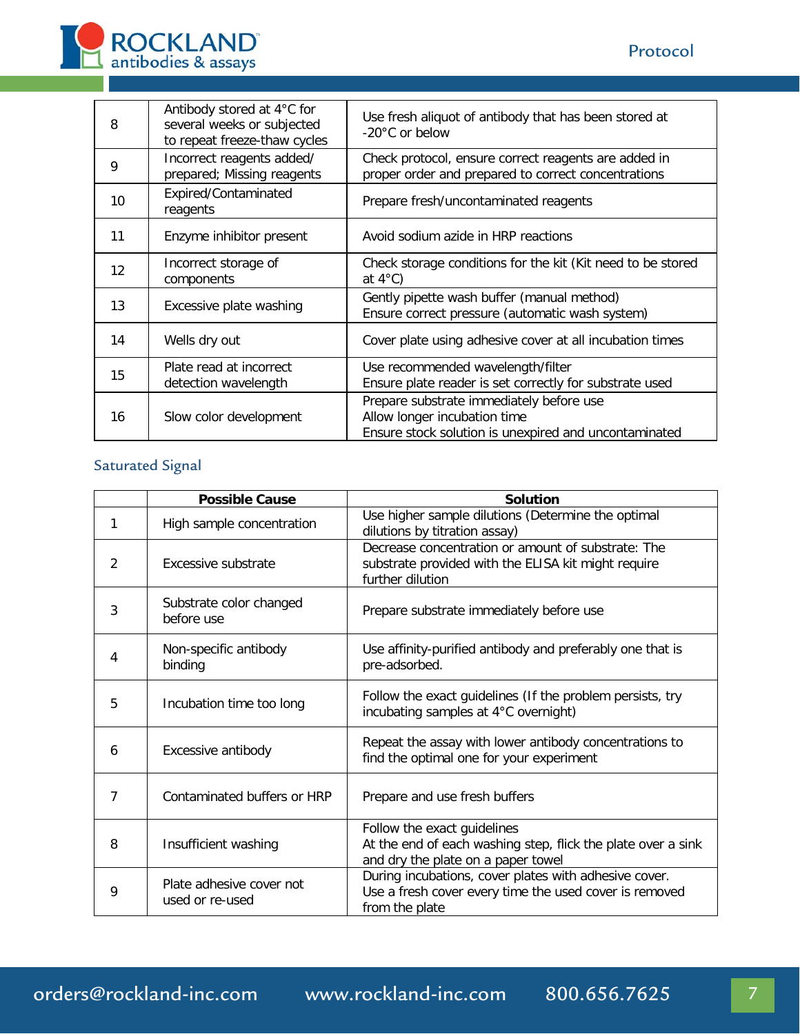| | | |
|---|---|---|
| 8 | Antibody stored at 4°C for several weeks or subjected to repeat freeze-thaw cycles | Use fresh aliquot of antibody that has been stored at -20°C or below |
| 9 | Incorrect reagents added/ prepared; Missing reagents | Check protocol, ensure correct reagents are added in proper order and prepared to correct concentrations |
| 10 | Expired/Contaminated reagents | Prepare fresh/uncontaminated reagents |
| 11 | Enzyme inhibitor present | Avoid sodium azide in HRP reactions |
| 12 | Incorrect storage of components | Check storage conditions for the kit (Kit need to be stored at 4°C) |
| 13 | Excessive plate washing | Gently pipette wash buffer (manual method)<br>Ensure correct pressure (automatic wash system) |
| 14 | Wells dry out | Cover plate using adhesive cover at all incubation times |
| 15 | Plate read at incorrect detection wavelength | Use recommended wavelength/filter<br>Ensure plate reader is set correctly for substrate used |
| 16 | Slow color development | Prepare substrate immediately before use<br>Allow longer incubation time<br>Ensure stock solution is unexpired and uncontaminated |

## Saturated Signal

| | Possible Cause | Solution |
|---|---|---|
| 1 | High sample concentration | Use higher sample dilutions (Determine the optimal dilutions by titration assay) |
| 2 | Excessive substrate | Decrease concentration or amount of substrate: The substrate provided with the ELISA kit might require further dilution |
| 3 | Substrate color changed before use | Prepare substrate immediately before use |
| 4 | Non-specific antibody binding | Use affinity-purified antibody and preferably one that is pre-adsorbed. |
| 5 | Incubation time too long | Follow the exact guidelines (If the problem persists, try incubating samples at 4°C overnight) |
| 6 | Excessive antibody | Repeat the assay with lower antibody concentrations to find the optimal one for your experiment |
| 7 | Contaminated buffers or HRP | Prepare and use fresh buffers |
| 8 | Insufficient washing | Follow the exact guidelines<br>At the end of each washing step, flick the plate over a sink and dry the plate on a paper towel |
| 9 | Plate adhesive cover not used or re-used | During incubations, cover plates with adhesive cover.<br>Use a fresh cover every time the used cover is removed from the plate |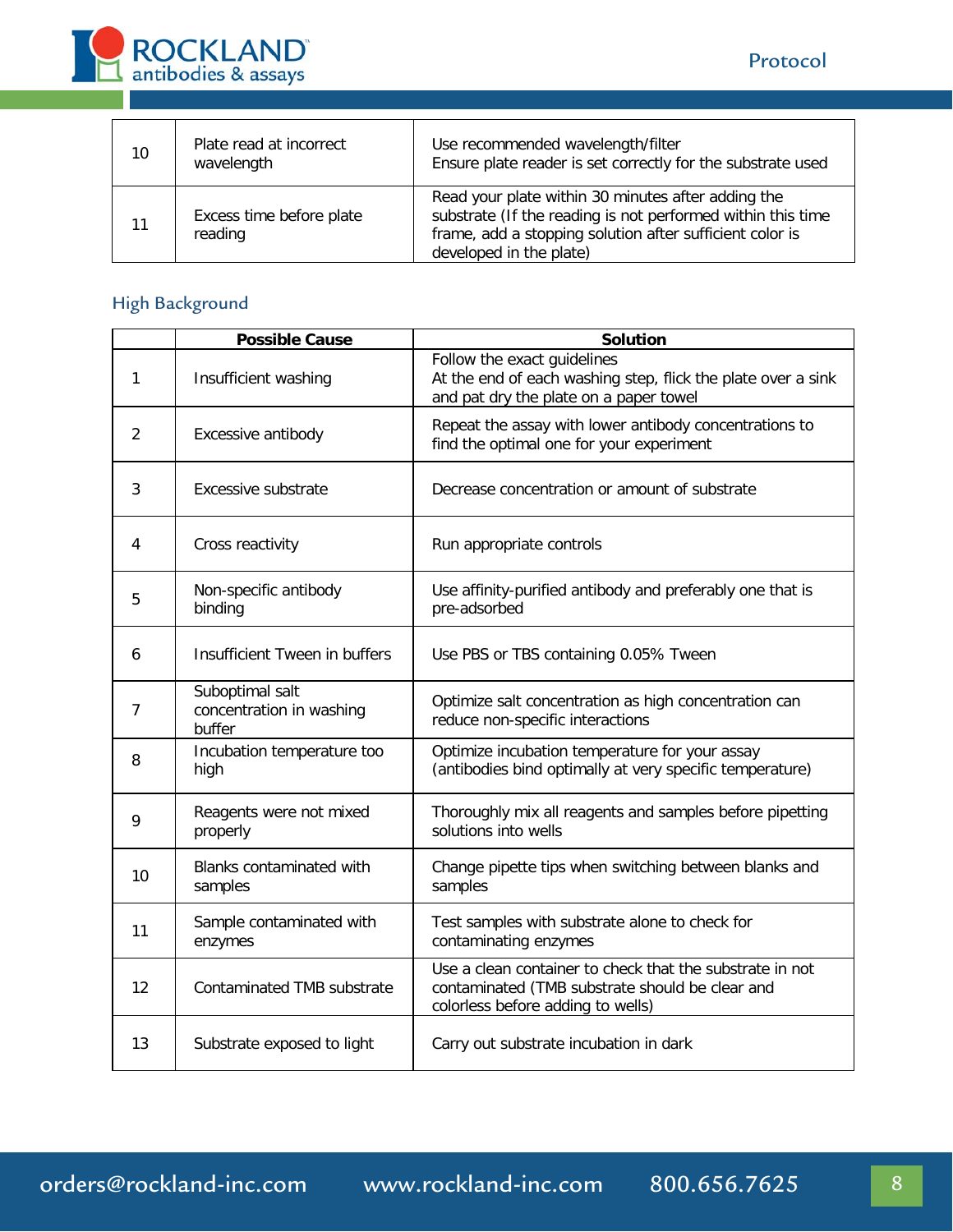| | | |
|---|---|---|
| 10 | Plate read at incorrect wavelength | Use recommended wavelength/filter<br>Ensure plate reader is set correctly for the substrate used |
| 11 | Excess time before plate reading | Read your plate within 30 minutes after adding the substrate (If the reading is not performed within this time frame, add a stopping solution after sufficient color is developed in the plate) |

## High Background

| | Possible Cause | Solution |
|---|---|---|
| 1 | Insufficient washing | Follow the exact guidelines<br>At the end of each washing step, flick the plate over a sink and pat dry the plate on a paper towel |
| 2 | Excessive antibody | Repeat the assay with lower antibody concentrations to find the optimal one for your experiment |
| 3 | Excessive substrate | Decrease concentration or amount of substrate |
| 4 | Cross reactivity | Run appropriate controls |
| 5 | Non-specific antibody binding | Use affinity-purified antibody and preferably one that is pre-adsorbed |
| 6 | Insufficient Tween in buffers | Use PBS or TBS containing 0.05% Tween |
| 7 | Suboptimal salt concentration in washing buffer | Optimize salt concentration as high concentration can reduce non-specific interactions |
| 8 | Incubation temperature too high | Optimize incubation temperature for your assay (antibodies bind optimally at very specific temperature) |
| 9 | Reagents were not mixed properly | Thoroughly mix all reagents and samples before pipetting solutions into wells |
| 10 | Blanks contaminated with samples | Change pipette tips when switching between blanks and samples |
| 11 | Sample contaminated with enzymes | Test samples with substrate alone to check for contaminating enzymes |
| 12 | Contaminated TMB substrate | Use a clean container to check that the substrate in not contaminated (TMB substrate should be clear and colorless before adding to wells) |
| 13 | Substrate exposed to light | Carry out substrate incubation in dark |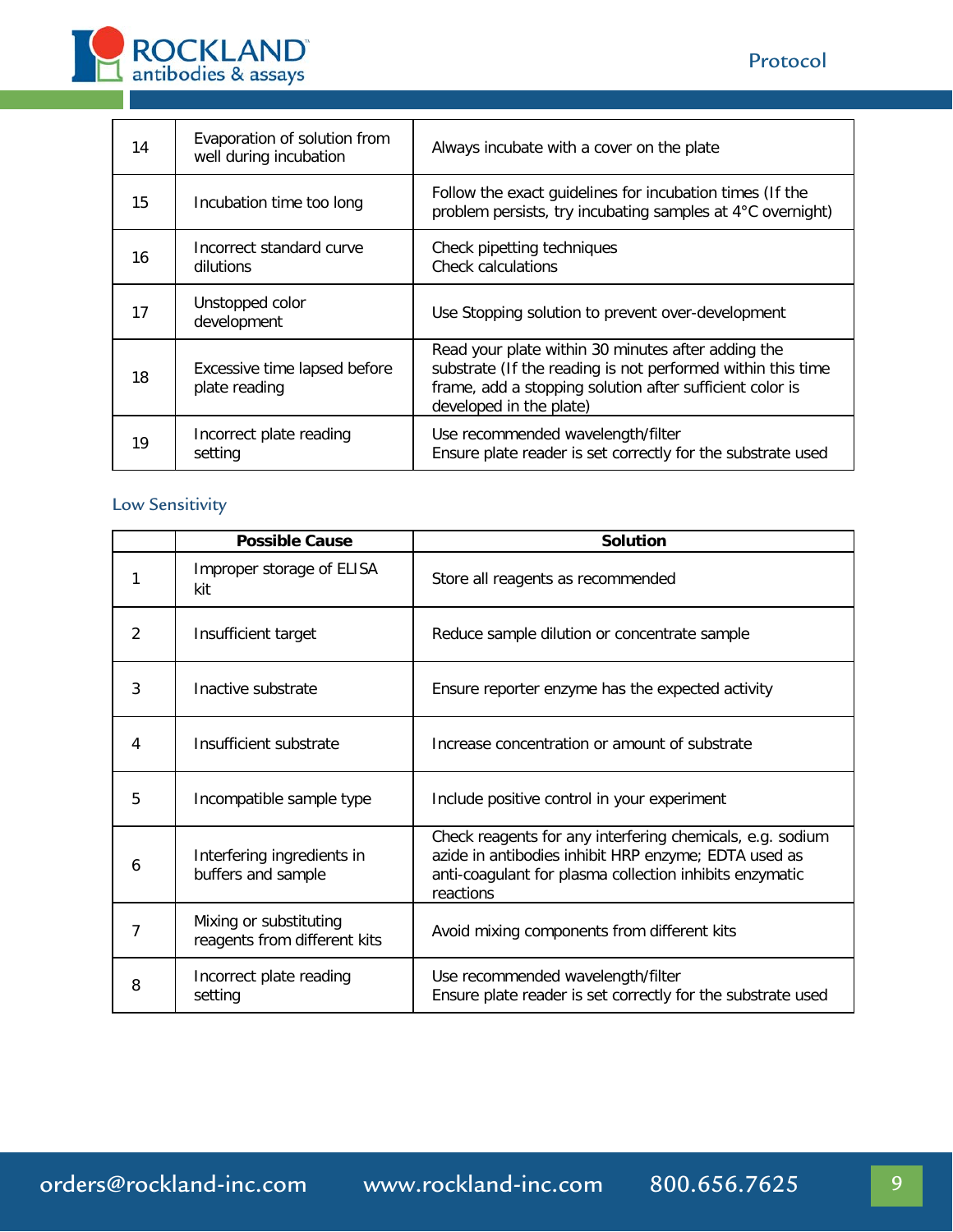| | | |
|---|---|---|
| 14 | Evaporation of solution from well during incubation | Always incubate with a cover on the plate |
| 15 | Incubation time too long | Follow the exact guidelines for incubation times (If the problem persists, try incubating samples at 4°C overnight) |
| 16 | Incorrect standard curve dilutions | Check pipetting techniques<br>Check calculations |
| 17 | Unstopped color development | Use Stopping solution to prevent over-development |
| 18 | Excessive time lapsed before plate reading | Read your plate within 30 minutes after adding the substrate (If the reading is not performed within this time frame, add a stopping solution after sufficient color is developed in the plate) |
| 19 | Incorrect plate reading setting | Use recommended wavelength/filter<br>Ensure plate reader is set correctly for the substrate used |

## Low Sensitivity

| | Possible Cause | Solution |
|---|---|---|
| 1 | Improper storage of ELISA kit | Store all reagents as recommended |
| 2 | Insufficient target | Reduce sample dilution or concentrate sample |
| 3 | Inactive substrate | Ensure reporter enzyme has the expected activity |
| 4 | Insufficient substrate | Increase concentration or amount of substrate |
| 5 | Incompatible sample type | Include positive control in your experiment |
| 6 | Interfering ingredients in buffers and sample | Check reagents for any interfering chemicals, e.g. sodium azide in antibodies inhibit HRP enzyme; EDTA used as anti-coagulant for plasma collection inhibits enzymatic reactions |
| 7 | Mixing or substituting reagents from different kits | Avoid mixing components from different kits |
| 8 | Incorrect plate reading setting | Use recommended wavelength/filter<br>Ensure plate reader is set correctly for the substrate used |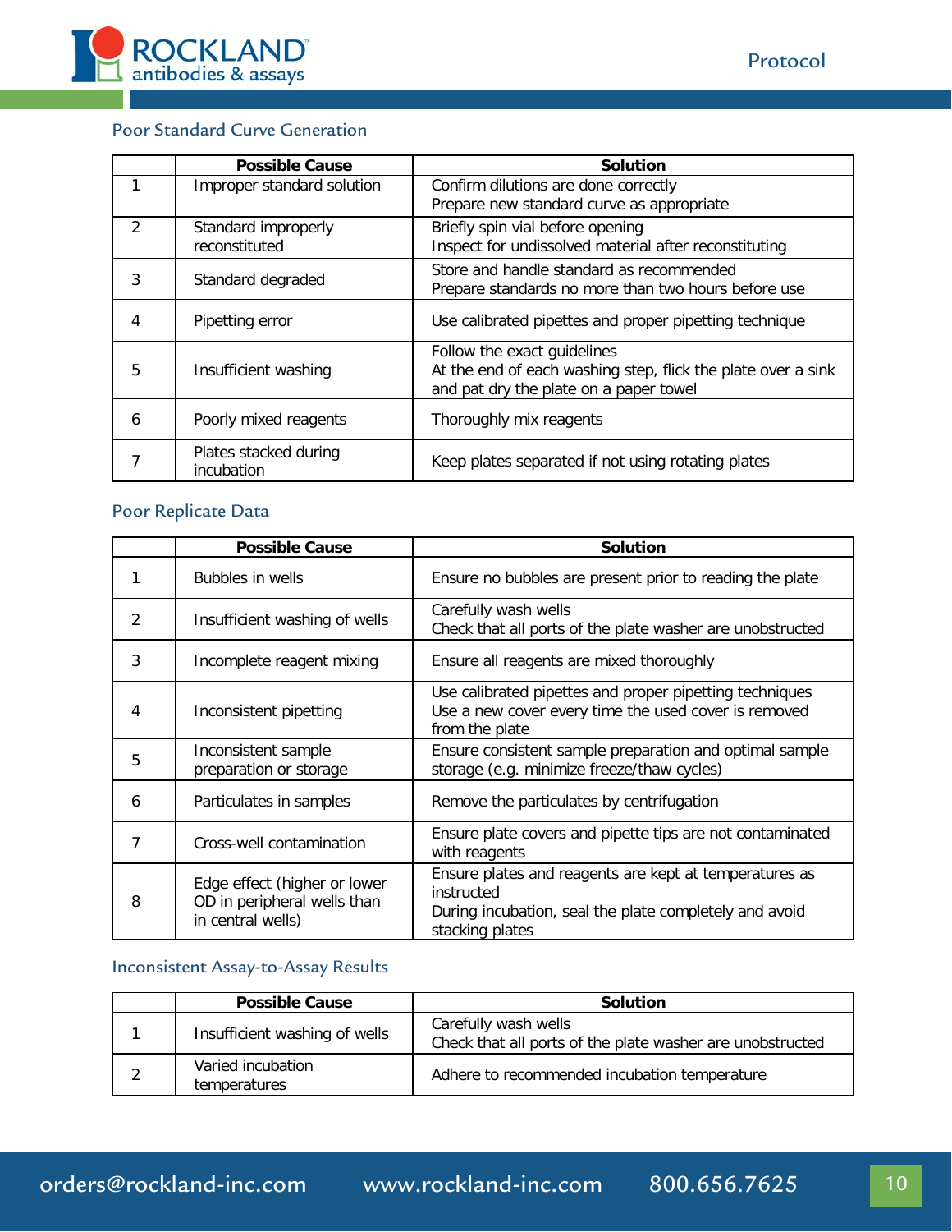## Poor Standard Curve Generation

| | Possible Cause | Solution |
|---|---|---|
| 1 | Improper standard solution | Confirm dilutions are done correctly<br>Prepare new standard curve as appropriate |
| 2 | Standard improperly reconstituted | Briefly spin vial before opening<br>Inspect for undissolved material after reconstituting |
| 3 | Standard degraded | Store and handle standard as recommended<br>Prepare standards no more than two hours before use |
| 4 | Pipetting error | Use calibrated pipettes and proper pipetting technique |
| 5 | Insufficient washing | Follow the exact guidelines<br>At the end of each washing step, flick the plate over a sink and pat dry the plate on a paper towel |
| 6 | Poorly mixed reagents | Thoroughly mix reagents |
| 7 | Plates stacked during incubation | Keep plates separated if not using rotating plates |

## Poor Replicate Data

| | Possible Cause | Solution |
|---|---|---|
| 1 | Bubbles in wells | Ensure no bubbles are present prior to reading the plate |
| 2 | Insufficient washing of wells | Carefully wash wells<br>Check that all ports of the plate washer are unobstructed |
| 3 | Incomplete reagent mixing | Ensure all reagents are mixed thoroughly |
| 4 | Inconsistent pipetting | Use calibrated pipettes and proper pipetting techniques<br>Use a new cover every time the used cover is removed from the plate |
| 5 | Inconsistent sample preparation or storage | Ensure consistent sample preparation and optimal sample storage (e.g. minimize freeze/thaw cycles) |
| 6 | Particulates in samples | Remove the particulates by centrifugation |
| 7 | Cross-well contamination | Ensure plate covers and pipette tips are not contaminated with reagents |
| 8 | Edge effect (higher or lower OD in peripheral wells than in central wells) | Ensure plates and reagents are kept at temperatures as instructed<br>During incubation, seal the plate completely and avoid stacking plates |

## Inconsistent Assay-to-Assay Results

| | Possible Cause | Solution |
|---|---|---|
| 1 | Insufficient washing of wells | Carefully wash wells<br>Check that all ports of the plate washer are unobstructed |
| 2 | Varied incubation temperatures | Adhere to recommended incubation temperature |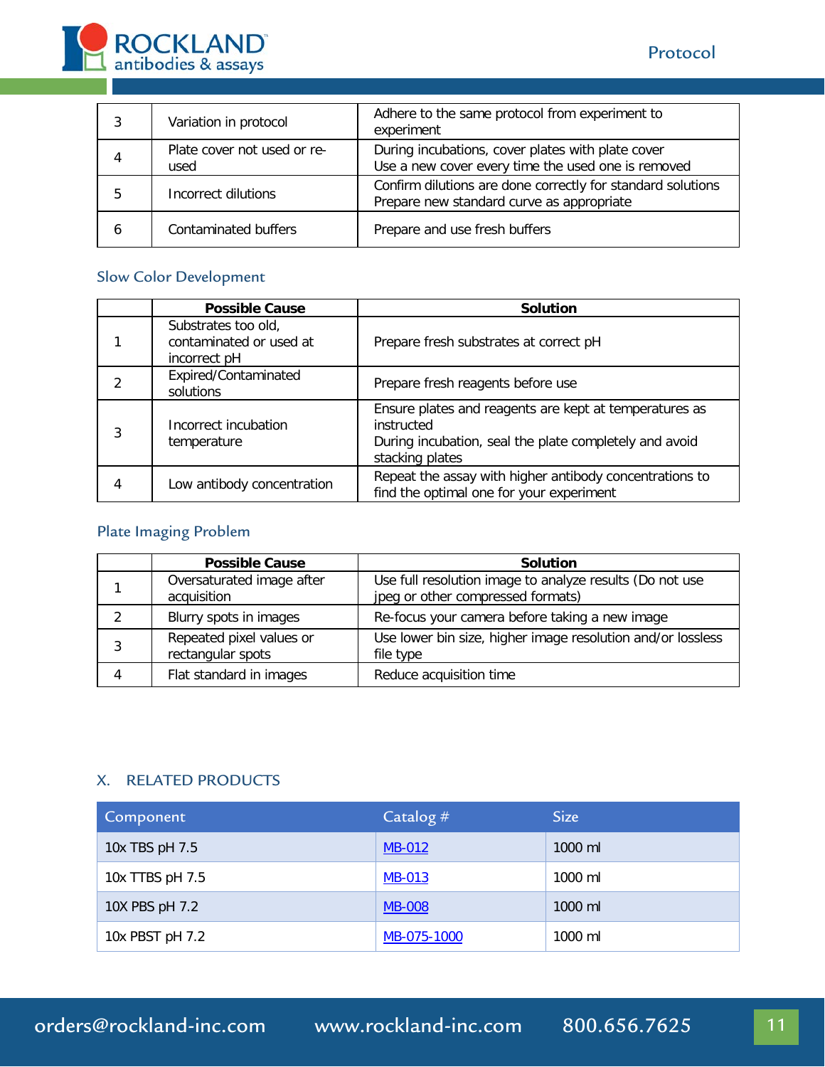| | | |
|---|---|---|
| 3 | Variation in protocol | Adhere to the same protocol from experiment to experiment |
| 4 | Plate cover not used or re-used | During incubations, cover plates with plate cover<br>Use a new cover every time the used one is removed |
| 5 | Incorrect dilutions | Confirm dilutions are done correctly for standard solutions<br>Prepare new standard curve as appropriate |
| 6 | Contaminated buffers | Prepare and use fresh buffers |

### Slow Color Development

| | Possible Cause | Solution |
|---|---|---|
| 1 | Substrates too old, contaminated or used at incorrect pH | Prepare fresh substrates at correct pH |
| 2 | Expired/Contaminated solutions | Prepare fresh reagents before use |
| 3 | Incorrect incubation temperature | Ensure plates and reagents are kept at temperatures as instructed<br>During incubation, seal the plate completely and avoid stacking plates |
| 4 | Low antibody concentration | Repeat the assay with higher antibody concentrations to find the optimal one for your experiment |

### Plate Imaging Problem

| | Possible Cause | Solution |
|---|---|---|
| 1 | Oversaturated image after acquisition | Use full resolution image to analyze results (Do not use jpeg or other compressed formats) |
| 2 | Blurry spots in images | Re-focus your camera before taking a new image |
| 3 | Repeated pixel values or rectangular spots | Use lower bin size, higher image resolution and/or lossless file type |
| 4 | Flat standard in images | Reduce acquisition time |

## X. RELATED PRODUCTS

| Component | Catalog # | Size |
|---|---|---|
| 10x TBS pH 7.5 | MB-012 | 1000 ml |
| 10x TTBS pH 7.5 | MB-013 | 1000 ml |
| 10X PBS pH 7.2 | MB-008 | 1000 ml |
| 10x PBST pH 7.2 | MB-075-1000 | 1000 ml |

orders@rockland-inc.com www.rockland-inc.com 800.656.7625